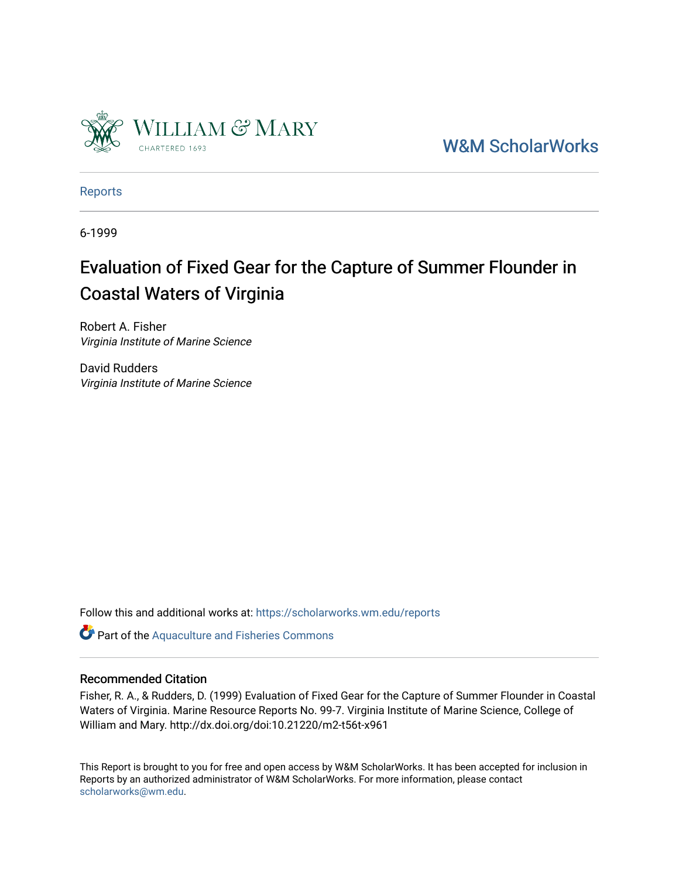William & Mary
CHARTERED 1693

W&M ScholarWorks

Reports

6-1999

# Evaluation of Fixed Gear for the Capture of Summer Flounder in Coastal Waters of Virginia

Robert A. Fisher
*Virginia Institute of Marine Science*

David Rudders
*Virginia Institute of Marine Science*

Follow this and additional works at: https://scholarworks.wm.edu/reports

Part of the Aquaculture and Fisheries Commons

## Recommended Citation

Fisher, R. A., & Rudders, D. (1999) Evaluation of Fixed Gear for the Capture of Summer Flounder in Coastal Waters of Virginia. Marine Resource Reports No. 99-7. Virginia Institute of Marine Science, College of William and Mary. http://dx.doi.org/doi:10.21220/m2-t56t-x961

This Report is brought to you for free and open access by W&M ScholarWorks. It has been accepted for inclusion in Reports by an authorized administrator of W&M ScholarWorks. For more information, please contact scholarworks@wm.edu.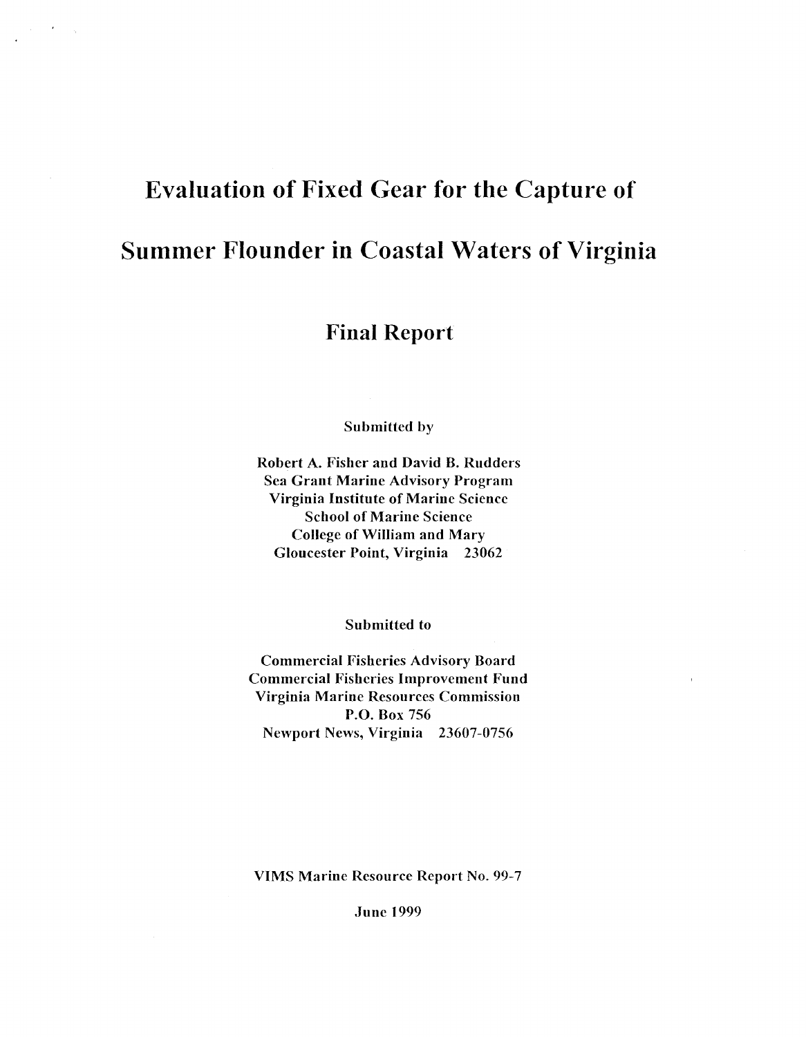# Evaluation of Fixed Gear for the Capture of Summer Flounder in Coastal Waters of Virginia

## Final Report

Submitted by

Robert A. Fisher and David B. Rudders
Sea Grant Marine Advisory Program
Virginia Institute of Marine Science
School of Marine Science
College of William and Mary
Gloucester Point, Virginia 23062

Submitted to

Commercial Fisheries Advisory Board
Commercial Fisheries Improvement Fund
Virginia Marine Resources Commission
P.O. Box 756
Newport News, Virginia 23607-0756

VIMS Marine Resource Report No. 99-7

June 1999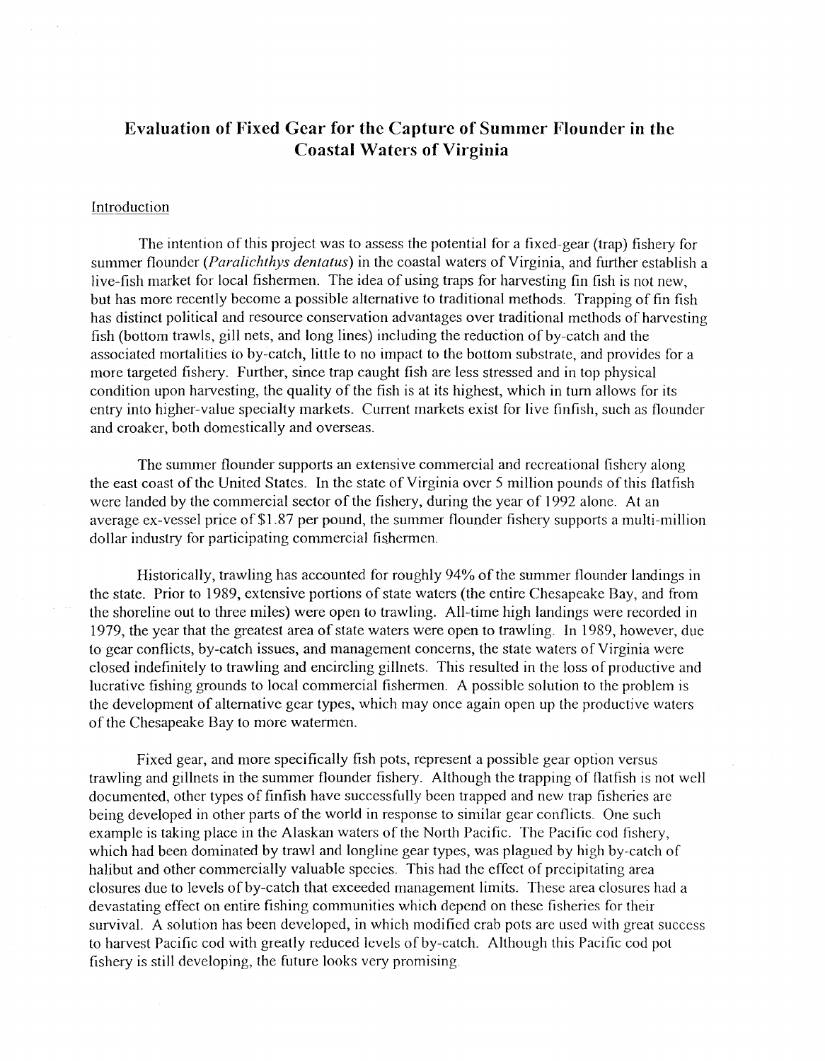# Evaluation of Fixed Gear for the Capture of Summer Flounder in the Coastal Waters of Virginia

## Introduction

The intention of this project was to assess the potential for a fixed-gear (trap) fishery for summer flounder (*Paralichthys dentatus*) in the coastal waters of Virginia, and further establish a live-fish market for local fishermen. The idea of using traps for harvesting fin fish is not new, but has more recently become a possible alternative to traditional methods. Trapping of fin fish has distinct political and resource conservation advantages over traditional methods of harvesting fish (bottom trawls, gill nets, and long lines) including the reduction of by-catch and the associated mortalities to by-catch, little to no impact to the bottom substrate, and provides for a more targeted fishery. Further, since trap caught fish are less stressed and in top physical condition upon harvesting, the quality of the fish is at its highest, which in turn allows for its entry into higher-value specialty markets. Current markets exist for live finfish, such as flounder and croaker, both domestically and overseas.

The summer flounder supports an extensive commercial and recreational fishery along the east coast of the United States. In the state of Virginia over 5 million pounds of this flatfish were landed by the commercial sector of the fishery, during the year of 1992 alone. At an average ex-vessel price of $1.87 per pound, the summer flounder fishery supports a multi-million dollar industry for participating commercial fishermen.

Historically, trawling has accounted for roughly 94% of the summer flounder landings in the state. Prior to 1989, extensive portions of state waters (the entire Chesapeake Bay, and from the shoreline out to three miles) were open to trawling. All-time high landings were recorded in 1979, the year that the greatest area of state waters were open to trawling. In 1989, however, due to gear conflicts, by-catch issues, and management concerns, the state waters of Virginia were closed indefinitely to trawling and encircling gillnets. This resulted in the loss of productive and lucrative fishing grounds to local commercial fishermen. A possible solution to the problem is the development of alternative gear types, which may once again open up the productive waters of the Chesapeake Bay to more watermen.

Fixed gear, and more specifically fish pots, represent a possible gear option versus trawling and gillnets in the summer flounder fishery. Although the trapping of flatfish is not well documented, other types of finfish have successfully been trapped and new trap fisheries are being developed in other parts of the world in response to similar gear conflicts. One such example is taking place in the Alaskan waters of the North Pacific. The Pacific cod fishery, which had been dominated by trawl and longline gear types, was plagued by high by-catch of halibut and other commercially valuable species. This had the effect of precipitating area closures due to levels of by-catch that exceeded management limits. These area closures had a devastating effect on entire fishing communities which depend on these fisheries for their survival. A solution has been developed, in which modified crab pots are used with great success to harvest Pacific cod with greatly reduced levels of by-catch. Although this Pacific cod pot fishery is still developing, the future looks very promising.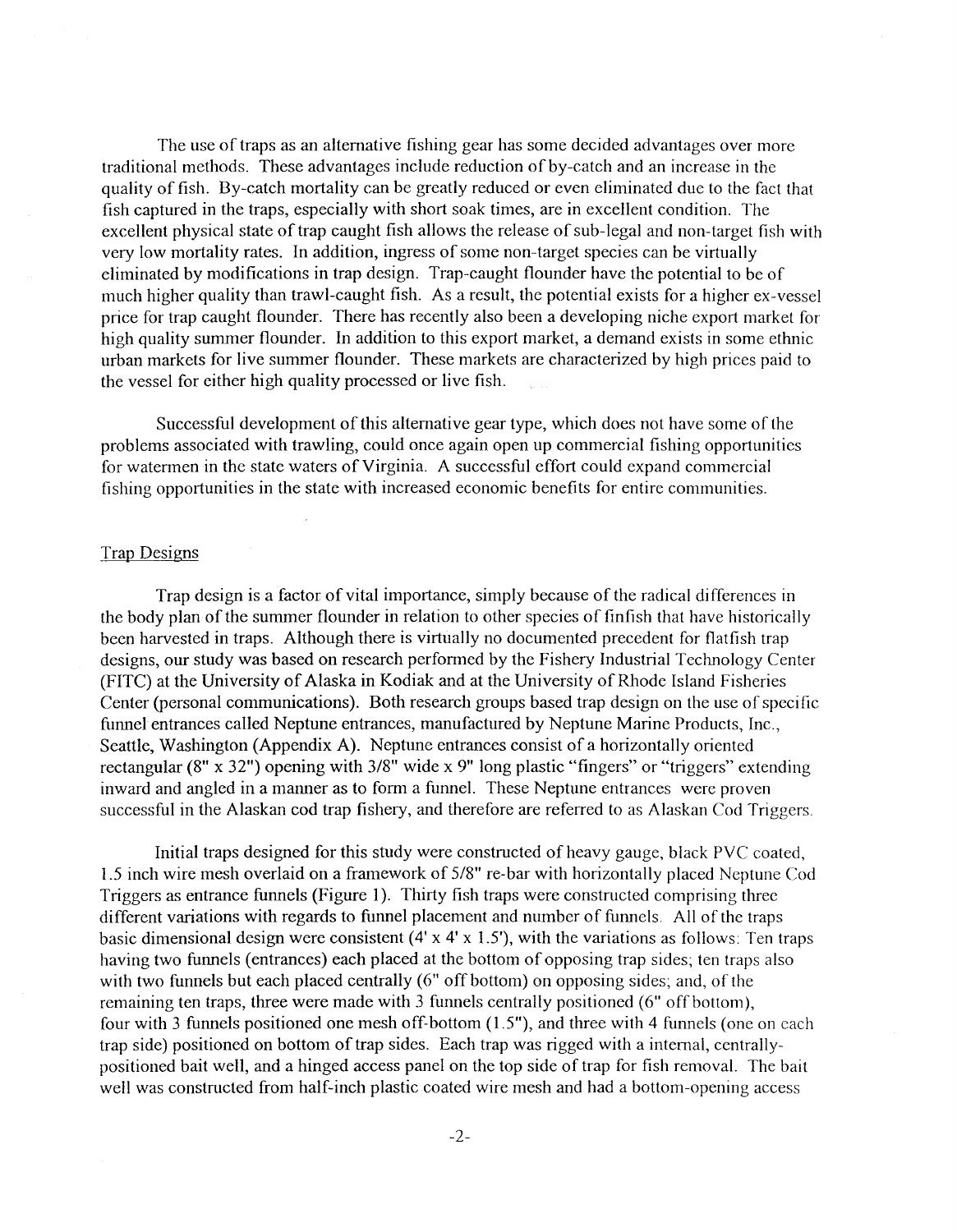The use of traps as an alternative fishing gear has some decided advantages over more traditional methods. These advantages include reduction of by-catch and an increase in the quality of fish. By-catch mortality can be greatly reduced or even eliminated due to the fact that fish captured in the traps, especially with short soak times, are in excellent condition. The excellent physical state of trap caught fish allows the release of sub-legal and non-target fish with very low mortality rates. In addition, ingress of some non-target species can be virtually eliminated by modifications in trap design. Trap-caught flounder have the potential to be of much higher quality than trawl-caught fish. As a result, the potential exists for a higher ex-vessel price for trap caught flounder. There has recently also been a developing niche export market for high quality summer flounder. In addition to this export market, a demand exists in some ethnic urban markets for live summer flounder. These markets are characterized by high prices paid to the vessel for either high quality processed or live fish.

Successful development of this alternative gear type, which does not have some of the problems associated with trawling, could once again open up commercial fishing opportunities for watermen in the state waters of Virginia. A successful effort could expand commercial fishing opportunities in the state with increased economic benefits for entire communities.

## Trap Designs

Trap design is a factor of vital importance, simply because of the radical differences in the body plan of the summer flounder in relation to other species of finfish that have historically been harvested in traps. Although there is virtually no documented precedent for flatfish trap designs, our study was based on research performed by the Fishery Industrial Technology Center (FITC) at the University of Alaska in Kodiak and at the University of Rhode Island Fisheries Center (personal communications). Both research groups based trap design on the use of specific funnel entrances called Neptune entrances, manufactured by Neptune Marine Products, Inc., Seattle, Washington (Appendix A). Neptune entrances consist of a horizontally oriented rectangular (8" x 32") opening with 3/8" wide x 9" long plastic "fingers" or "triggers" extending inward and angled in a manner as to form a funnel. These Neptune entrances were proven successful in the Alaskan cod trap fishery, and therefore are referred to as Alaskan Cod Triggers.

Initial traps designed for this study were constructed of heavy gauge, black PVC coated, 1.5 inch wire mesh overlaid on a framework of 5/8" re-bar with horizontally placed Neptune Cod Triggers as entrance funnels (Figure 1). Thirty fish traps were constructed comprising three different variations with regards to funnel placement and number of funnels. All of the traps basic dimensional design were consistent (4' x 4' x 1.5'), with the variations as follows: Ten traps having two funnels (entrances) each placed at the bottom of opposing trap sides; ten traps also with two funnels but each placed centrally (6" off bottom) on opposing sides; and, of the remaining ten traps, three were made with 3 funnels centrally positioned (6" off bottom), four with 3 funnels positioned one mesh off-bottom (1.5"), and three with 4 funnels (one on each trap side) positioned on bottom of trap sides. Each trap was rigged with a internal, centrally-positioned bait well, and a hinged access panel on the top side of trap for fish removal. The bait well was constructed from half-inch plastic coated wire mesh and had a bottom-opening access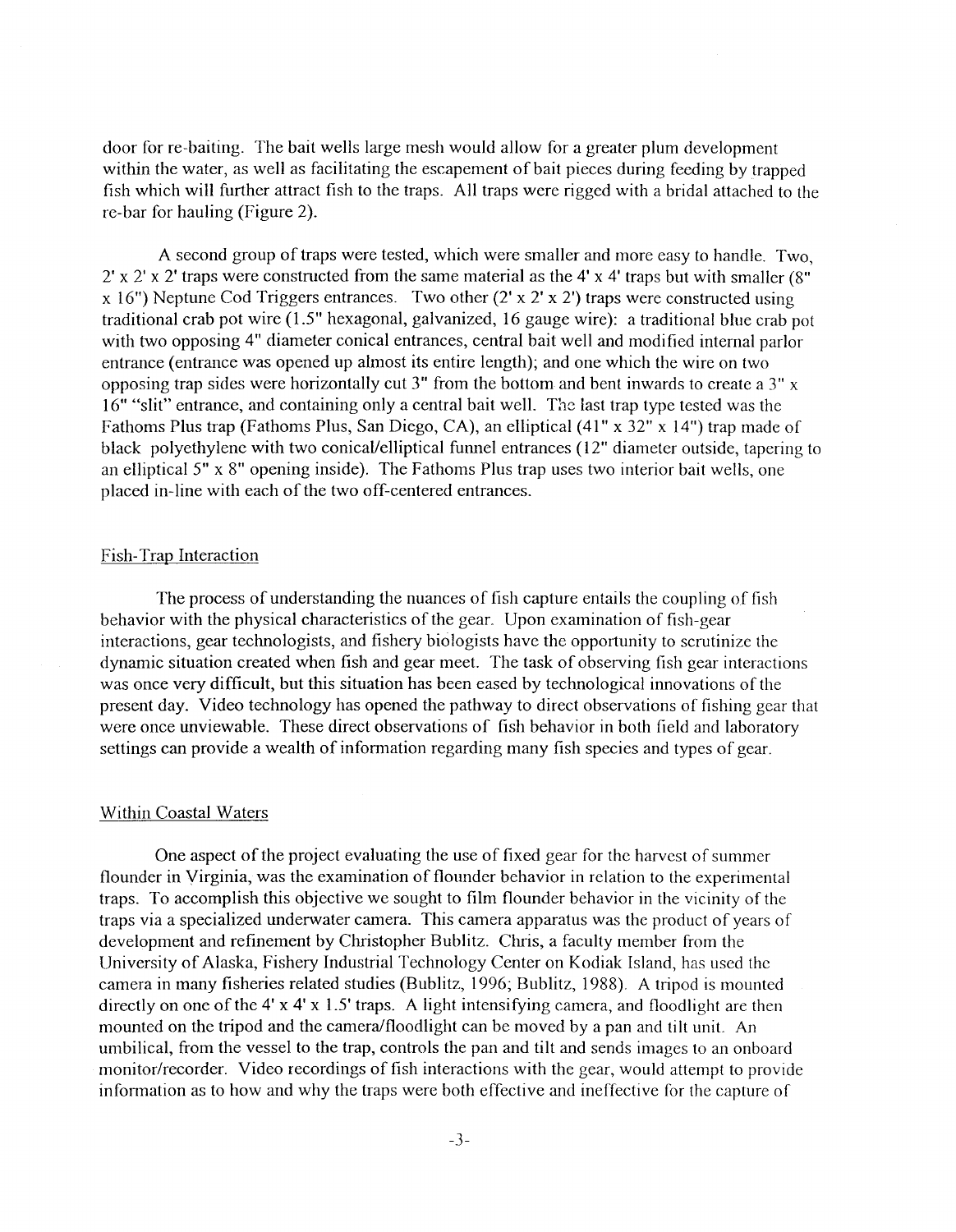door for re-baiting. The bait wells large mesh would allow for a greater plum development within the water, as well as facilitating the escapement of bait pieces during feeding by trapped fish which will further attract fish to the traps. All traps were rigged with a bridal attached to the re-bar for hauling (Figure 2).

A second group of traps were tested, which were smaller and more easy to handle. Two, 2' x 2' x 2' traps were constructed from the same material as the 4' x 4' traps but with smaller (8" x 16") Neptune Cod Triggers entrances. Two other (2' x 2' x 2') traps were constructed using traditional crab pot wire (1.5" hexagonal, galvanized, 16 gauge wire): a traditional blue crab pot with two opposing 4" diameter conical entrances, central bait well and modified internal parlor entrance (entrance was opened up almost its entire length); and one which the wire on two opposing trap sides were horizontally cut 3" from the bottom and bent inwards to create a 3" x 16" "slit" entrance, and containing only a central bait well. The last trap type tested was the Fathoms Plus trap (Fathoms Plus, San Diego, CA), an elliptical (41" x 32" x 14") trap made of black polyethylene with two conical/elliptical funnel entrances (12" diameter outside, tapering to an elliptical 5" x 8" opening inside). The Fathoms Plus trap uses two interior bait wells, one placed in-line with each of the two off-centered entrances.

## Fish-Trap Interaction

The process of understanding the nuances of fish capture entails the coupling of fish behavior with the physical characteristics of the gear. Upon examination of fish-gear interactions, gear technologists, and fishery biologists have the opportunity to scrutinize the dynamic situation created when fish and gear meet. The task of observing fish gear interactions was once very difficult, but this situation has been eased by technological innovations of the present day. Video technology has opened the pathway to direct observations of fishing gear that were once unviewable. These direct observations of fish behavior in both field and laboratory settings can provide a wealth of information regarding many fish species and types of gear.

## Within Coastal Waters

One aspect of the project evaluating the use of fixed gear for the harvest of summer flounder in Virginia, was the examination of flounder behavior in relation to the experimental traps. To accomplish this objective we sought to film flounder behavior in the vicinity of the traps via a specialized underwater camera. This camera apparatus was the product of years of development and refinement by Christopher Bublitz. Chris, a faculty member from the University of Alaska, Fishery Industrial Technology Center on Kodiak Island, has used the camera in many fisheries related studies (Bublitz, 1996; Bublitz, 1988). A tripod is mounted directly on one of the 4' x 4' x 1.5' traps. A light intensifying camera, and floodlight are then mounted on the tripod and the camera/floodlight can be moved by a pan and tilt unit. An umbilical, from the vessel to the trap, controls the pan and tilt and sends images to an onboard monitor/recorder. Video recordings of fish interactions with the gear, would attempt to provide information as to how and why the traps were both effective and ineffective for the capture of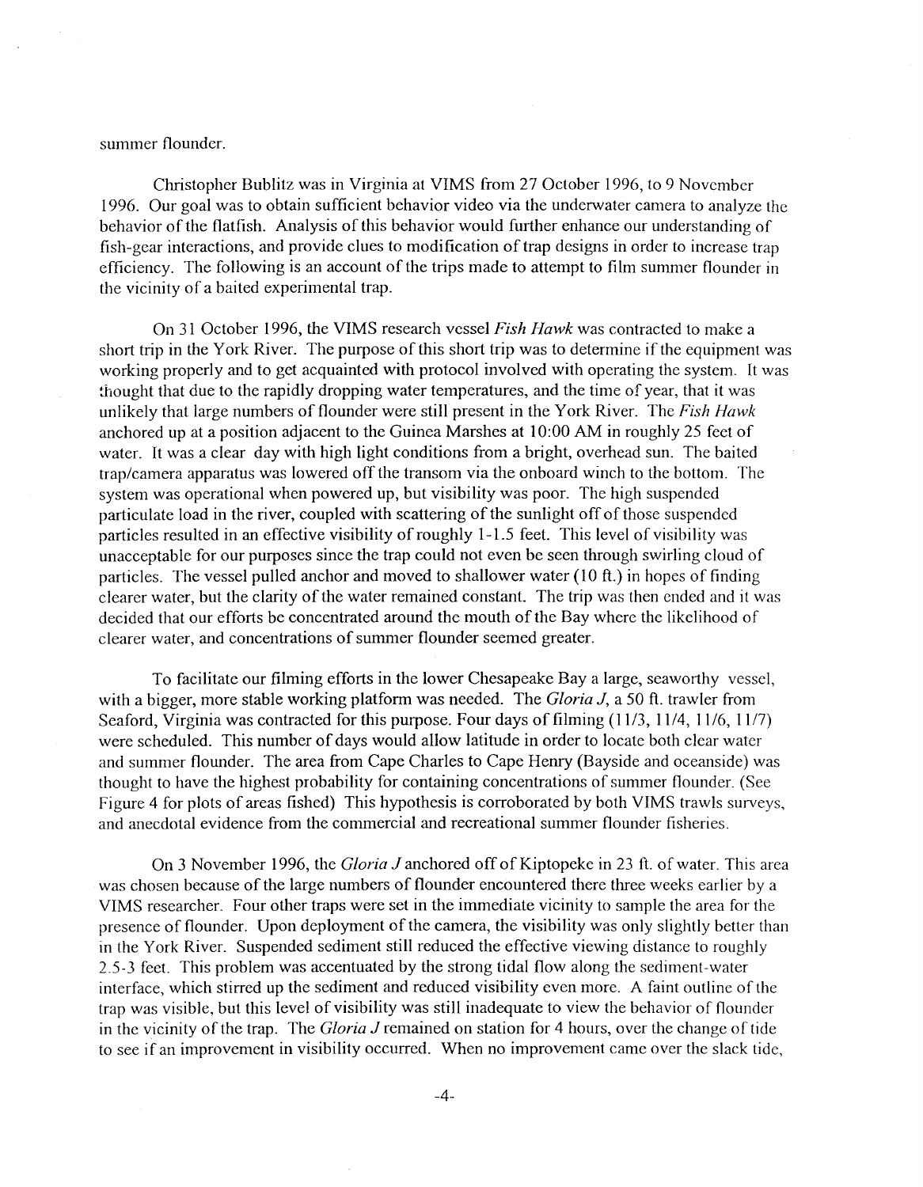summer flounder.

Christopher Bublitz was in Virginia at VIMS from 27 October 1996, to 9 November 1996. Our goal was to obtain sufficient behavior video via the underwater camera to analyze the behavior of the flatfish. Analysis of this behavior would further enhance our understanding of fish-gear interactions, and provide clues to modification of trap designs in order to increase trap efficiency. The following is an account of the trips made to attempt to film summer flounder in the vicinity of a baited experimental trap.

On 31 October 1996, the VIMS research vessel *Fish Hawk* was contracted to make a short trip in the York River. The purpose of this short trip was to determine if the equipment was working properly and to get acquainted with protocol involved with operating the system. It was thought that due to the rapidly dropping water temperatures, and the time of year, that it was unlikely that large numbers of flounder were still present in the York River. The *Fish Hawk* anchored up at a position adjacent to the Guinea Marshes at 10:00 AM in roughly 25 feet of water. It was a clear day with high light conditions from a bright, overhead sun. The baited trap/camera apparatus was lowered off the transom via the onboard winch to the bottom. The system was operational when powered up, but visibility was poor. The high suspended particulate load in the river, coupled with scattering of the sunlight off of those suspended particles resulted in an effective visibility of roughly 1-1.5 feet. This level of visibility was unacceptable for our purposes since the trap could not even be seen through swirling cloud of particles. The vessel pulled anchor and moved to shallower water (10 ft.) in hopes of finding clearer water, but the clarity of the water remained constant. The trip was then ended and it was decided that our efforts be concentrated around the mouth of the Bay where the likelihood of clearer water, and concentrations of summer flounder seemed greater.

To facilitate our filming efforts in the lower Chesapeake Bay a large, seaworthy vessel, with a bigger, more stable working platform was needed. The *Gloria J*, a 50 ft. trawler from Seaford, Virginia was contracted for this purpose. Four days of filming (11/3, 11/4, 11/6, 11/7) were scheduled. This number of days would allow latitude in order to locate both clear water and summer flounder. The area from Cape Charles to Cape Henry (Bayside and oceanside) was thought to have the highest probability for containing concentrations of summer flounder. (See Figure 4 for plots of areas fished) This hypothesis is corroborated by both VIMS trawls surveys, and anecdotal evidence from the commercial and recreational summer flounder fisheries.

On 3 November 1996, the *Gloria J* anchored off of Kiptopeke in 23 ft. of water. This area was chosen because of the large numbers of flounder encountered there three weeks earlier by a VIMS researcher. Four other traps were set in the immediate vicinity to sample the area for the presence of flounder. Upon deployment of the camera, the visibility was only slightly better than in the York River. Suspended sediment still reduced the effective viewing distance to roughly 2.5-3 feet. This problem was accentuated by the strong tidal flow along the sediment-water interface, which stirred up the sediment and reduced visibility even more. A faint outline of the trap was visible, but this level of visibility was still inadequate to view the behavior of flounder in the vicinity of the trap. The *Gloria J* remained on station for 4 hours, over the change of tide to see if an improvement in visibility occurred. When no improvement came over the slack tide,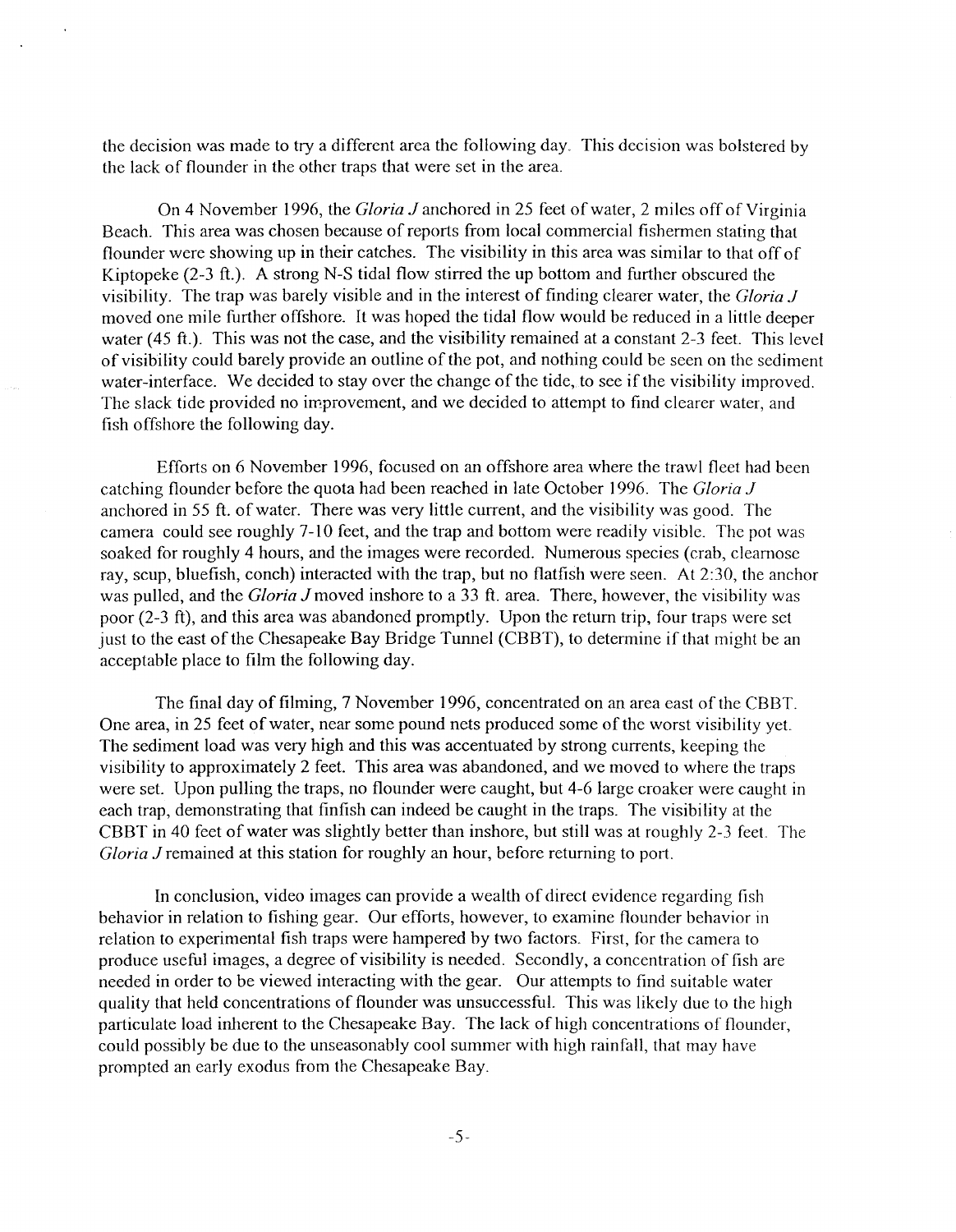the decision was made to try a different area the following day. This decision was bolstered by the lack of flounder in the other traps that were set in the area.

On 4 November 1996, the *Gloria J* anchored in 25 feet of water, 2 miles off of Virginia Beach. This area was chosen because of reports from local commercial fishermen stating that flounder were showing up in their catches. The visibility in this area was similar to that off of Kiptopeke (2-3 ft.). A strong N-S tidal flow stirred the up bottom and further obscured the visibility. The trap was barely visible and in the interest of finding clearer water, the *Gloria J* moved one mile further offshore. It was hoped the tidal flow would be reduced in a little deeper water (45 ft.). This was not the case, and the visibility remained at a constant 2-3 feet. This level of visibility could barely provide an outline of the pot, and nothing could be seen on the sediment water-interface. We decided to stay over the change of the tide, to see if the visibility improved. The slack tide provided no improvement, and we decided to attempt to find clearer water, and fish offshore the following day.

Efforts on 6 November 1996, focused on an offshore area where the trawl fleet had been catching flounder before the quota had been reached in late October 1996. The *Gloria J* anchored in 55 ft. of water. There was very little current, and the visibility was good. The camera could see roughly 7-10 feet, and the trap and bottom were readily visible. The pot was soaked for roughly 4 hours, and the images were recorded. Numerous species (crab, clearnose ray, scup, bluefish, conch) interacted with the trap, but no flatfish were seen. At 2:30, the anchor was pulled, and the *Gloria J* moved inshore to a 33 ft. area. There, however, the visibility was poor (2-3 ft), and this area was abandoned promptly. Upon the return trip, four traps were set just to the east of the Chesapeake Bay Bridge Tunnel (CBBT), to determine if that might be an acceptable place to film the following day.

The final day of filming, 7 November 1996, concentrated on an area east of the CBBT. One area, in 25 feet of water, near some pound nets produced some of the worst visibility yet. The sediment load was very high and this was accentuated by strong currents, keeping the visibility to approximately 2 feet. This area was abandoned, and we moved to where the traps were set. Upon pulling the traps, no flounder were caught, but 4-6 large croaker were caught in each trap, demonstrating that finfish can indeed be caught in the traps. The visibility at the CBBT in 40 feet of water was slightly better than inshore, but still was at roughly 2-3 feet. The *Gloria J* remained at this station for roughly an hour, before returning to port.

In conclusion, video images can provide a wealth of direct evidence regarding fish behavior in relation to fishing gear. Our efforts, however, to examine flounder behavior in relation to experimental fish traps were hampered by two factors. First, for the camera to produce useful images, a degree of visibility is needed. Secondly, a concentration of fish are needed in order to be viewed interacting with the gear. Our attempts to find suitable water quality that held concentrations of flounder was unsuccessful. This was likely due to the high particulate load inherent to the Chesapeake Bay. The lack of high concentrations of flounder, could possibly be due to the unseasonably cool summer with high rainfall, that may have prompted an early exodus from the Chesapeake Bay.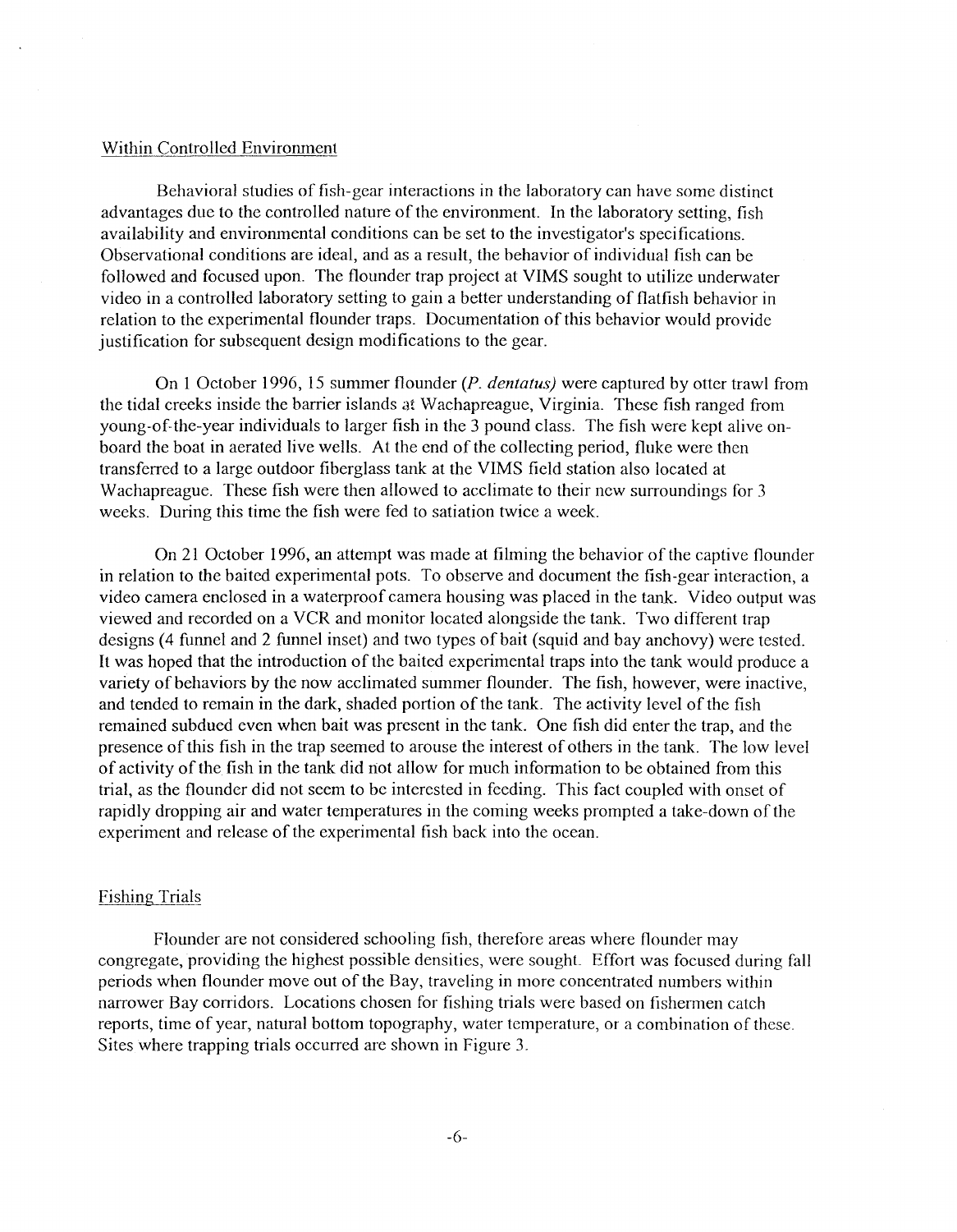### Within Controlled Environment

Behavioral studies of fish-gear interactions in the laboratory can have some distinct advantages due to the controlled nature of the environment. In the laboratory setting, fish availability and environmental conditions can be set to the investigator's specifications. Observational conditions are ideal, and as a result, the behavior of individual fish can be followed and focused upon. The flounder trap project at VIMS sought to utilize underwater video in a controlled laboratory setting to gain a better understanding of flatfish behavior in relation to the experimental flounder traps. Documentation of this behavior would provide justification for subsequent design modifications to the gear.

On 1 October 1996, 15 summer flounder (*P. dentatus*) were captured by otter trawl from the tidal creeks inside the barrier islands at Wachapreague, Virginia. These fish ranged from young-of-the-year individuals to larger fish in the 3 pound class. The fish were kept alive on-board the boat in aerated live wells. At the end of the collecting period, fluke were then transferred to a large outdoor fiberglass tank at the VIMS field station also located at Wachapreague. These fish were then allowed to acclimate to their new surroundings for 3 weeks. During this time the fish were fed to satiation twice a week.

On 21 October 1996, an attempt was made at filming the behavior of the captive flounder in relation to the baited experimental pots. To observe and document the fish-gear interaction, a video camera enclosed in a waterproof camera housing was placed in the tank. Video output was viewed and recorded on a VCR and monitor located alongside the tank. Two different trap designs (4 funnel and 2 funnel inset) and two types of bait (squid and bay anchovy) were tested. It was hoped that the introduction of the baited experimental traps into the tank would produce a variety of behaviors by the now acclimated summer flounder. The fish, however, were inactive, and tended to remain in the dark, shaded portion of the tank. The activity level of the fish remained subdued even when bait was present in the tank. One fish did enter the trap, and the presence of this fish in the trap seemed to arouse the interest of others in the tank. The low level of activity of the fish in the tank did not allow for much information to be obtained from this trial, as the flounder did not seem to be interested in feeding. This fact coupled with onset of rapidly dropping air and water temperatures in the coming weeks prompted a take-down of the experiment and release of the experimental fish back into the ocean.

### Fishing Trials

Flounder are not considered schooling fish, therefore areas where flounder may congregate, providing the highest possible densities, were sought. Effort was focused during fall periods when flounder move out of the Bay, traveling in more concentrated numbers within narrower Bay corridors. Locations chosen for fishing trials were based on fishermen catch reports, time of year, natural bottom topography, water temperature, or a combination of these. Sites where trapping trials occurred are shown in Figure 3.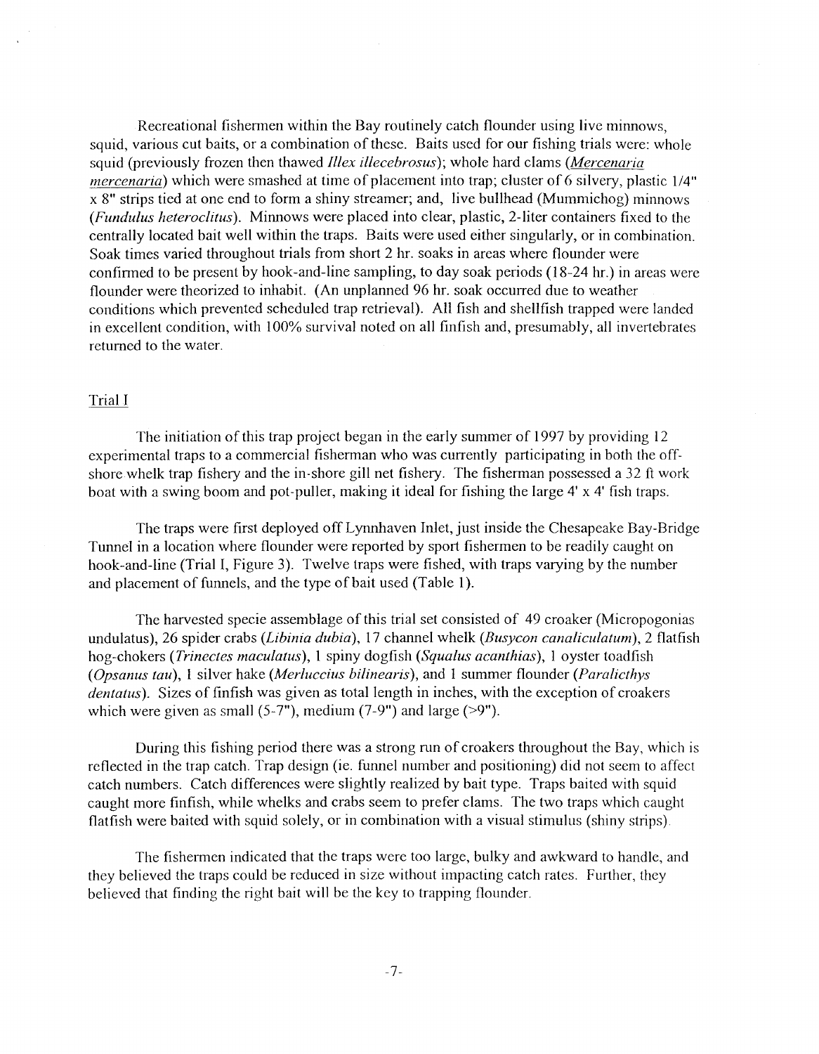Recreational fishermen within the Bay routinely catch flounder using live minnows, squid, various cut baits, or a combination of these. Baits used for our fishing trials were: whole squid (previously frozen then thawed *Illex illecebrosus*); whole hard clams (*Mercenaria mercenaria*) which were smashed at time of placement into trap; cluster of 6 silvery, plastic 1/4" x 8" strips tied at one end to form a shiny streamer; and, live bullhead (Mummichog) minnows (*Fundulus heteroclitus*). Minnows were placed into clear, plastic, 2-liter containers fixed to the centrally located bait well within the traps. Baits were used either singularly, or in combination. Soak times varied throughout trials from short 2 hr. soaks in areas where flounder were confirmed to be present by hook-and-line sampling, to day soak periods (18-24 hr.) in areas were flounder were theorized to inhabit. (An unplanned 96 hr. soak occurred due to weather conditions which prevented scheduled trap retrieval). All fish and shellfish trapped were landed in excellent condition, with 100% survival noted on all finfish and, presumably, all invertebrates returned to the water.

## Trial I

The initiation of this trap project began in the early summer of 1997 by providing 12 experimental traps to a commercial fisherman who was currently participating in both the off-shore whelk trap fishery and the in-shore gill net fishery. The fisherman possessed a 32 ft work boat with a swing boom and pot-puller, making it ideal for fishing the large 4' x 4' fish traps.

The traps were first deployed off Lynnhaven Inlet, just inside the Chesapeake Bay-Bridge Tunnel in a location where flounder were reported by sport fishermen to be readily caught on hook-and-line (Trial I, Figure 3). Twelve traps were fished, with traps varying by the number and placement of funnels, and the type of bait used (Table 1).

The harvested specie assemblage of this trial set consisted of 49 croaker (Micropogonias undulatus), 26 spider crabs (*Libinia dubia*), 17 channel whelk (*Busycon canaliculatum*), 2 flatfish hog-chokers (*Trinectes maculatus*), 1 spiny dogfish (*Squalus acanthias*), 1 oyster toadfish (*Opsanus tau*), 1 silver hake (*Merluccius bilinearis*), and 1 summer flounder (*Paralicthys dentatus*). Sizes of finfish was given as total length in inches, with the exception of croakers which were given as small (5-7"), medium (7-9") and large (>9").

During this fishing period there was a strong run of croakers throughout the Bay, which is reflected in the trap catch. Trap design (ie. funnel number and positioning) did not seem to affect catch numbers. Catch differences were slightly realized by bait type. Traps baited with squid caught more finfish, while whelks and crabs seem to prefer clams. The two traps which caught flatfish were baited with squid solely, or in combination with a visual stimulus (shiny strips).

The fishermen indicated that the traps were too large, bulky and awkward to handle, and they believed the traps could be reduced in size without impacting catch rates. Further, they believed that finding the right bait will be the key to trapping flounder.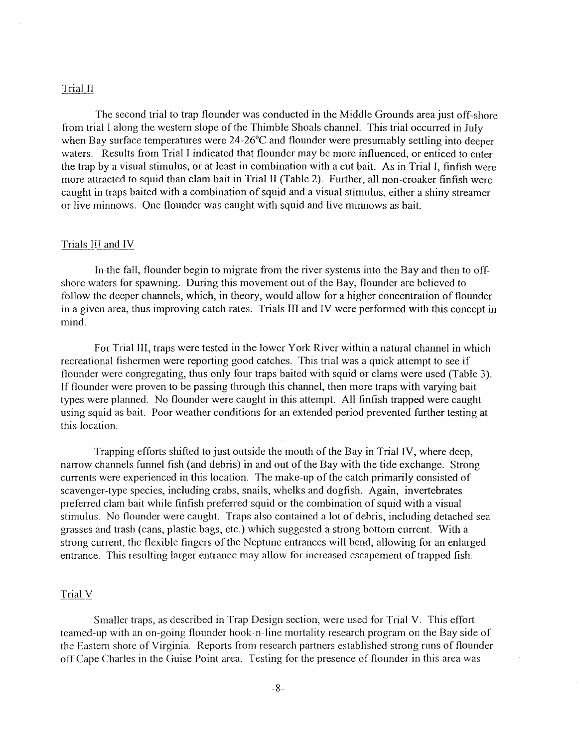## Trial II

The second trial to trap flounder was conducted in the Middle Grounds area just off-shore from trial I along the western slope of the Thimble Shoals channel. This trial occurred in July when Bay surface temperatures were 24-26°C and flounder were presumably settling into deeper waters. Results from Trial I indicated that flounder may be more influenced, or enticed to enter the trap by a visual stimulus, or at least in combination with a cut bait. As in Trial I, finfish were more attracted to squid than clam bait in Trial II (Table 2). Further, all non-croaker finfish were caught in traps baited with a combination of squid and a visual stimulus, either a shiny streamer or live minnows. One flounder was caught with squid and live minnows as bait.

## Trials III and IV

In the fall, flounder begin to migrate from the river systems into the Bay and then to off-shore waters for spawning. During this movement out of the Bay, flounder are believed to follow the deeper channels, which, in theory, would allow for a higher concentration of flounder in a given area, thus improving catch rates. Trials III and IV were performed with this concept in mind.

For Trial III, traps were tested in the lower York River within a natural channel in which recreational fishermen were reporting good catches. This trial was a quick attempt to see if flounder were congregating, thus only four traps baited with squid or clams were used (Table 3). If flounder were proven to be passing through this channel, then more traps with varying bait types were planned. No flounder were caught in this attempt. All finfish trapped were caught using squid as bait. Poor weather conditions for an extended period prevented further testing at this location.

Trapping efforts shifted to just outside the mouth of the Bay in Trial IV, where deep, narrow channels funnel fish (and debris) in and out of the Bay with the tide exchange. Strong currents were experienced in this location. The make-up of the catch primarily consisted of scavenger-type species, including crabs, snails, whelks and dogfish. Again, invertebrates preferred clam bait while finfish preferred squid or the combination of squid with a visual stimulus. No flounder were caught. Traps also contained a lot of debris, including detached sea grasses and trash (cans, plastic bags, etc.) which suggested a strong bottom current. With a strong current, the flexible fingers of the Neptune entrances will bend, allowing for an enlarged entrance. This resulting larger entrance may allow for increased escapement of trapped fish.

## Trial V

Smaller traps, as described in Trap Design section, were used for Trial V. This effort teamed-up with an on-going flounder hook-n-line mortality research program on the Bay side of the Eastern shore of Virginia. Reports from research partners established strong runs of flounder off Cape Charles in the Guise Point area. Testing for the presence of flounder in this area was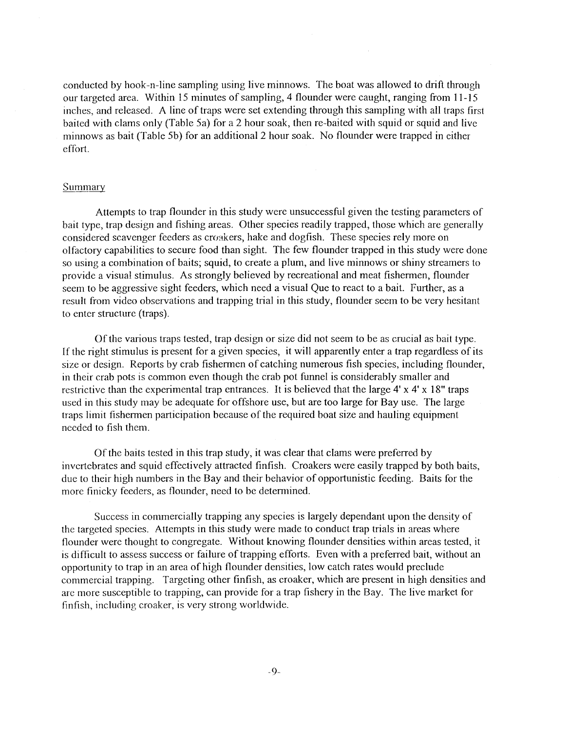conducted by hook-n-line sampling using live minnows. The boat was allowed to drift through our targeted area. Within 15 minutes of sampling, 4 flounder were caught, ranging from 11-15 inches, and released. A line of traps were set extending through this sampling with all traps first baited with clams only (Table 5a) for a 2 hour soak, then re-baited with squid or squid and live minnows as bait (Table 5b) for an additional 2 hour soak. No flounder were trapped in either effort.

## Summary

Attempts to trap flounder in this study were unsuccessful given the testing parameters of bait type, trap design and fishing areas. Other species readily trapped, those which are generally considered scavenger feeders as croakers, hake and dogfish. These species rely more on olfactory capabilities to secure food than sight. The few flounder trapped in this study were done so using a combination of baits; squid, to create a plum, and live minnows or shiny streamers to provide a visual stimulus. As strongly believed by recreational and meat fishermen, flounder seem to be aggressive sight feeders, which need a visual Que to react to a bait. Further, as a result from video observations and trapping trial in this study, flounder seem to be very hesitant to enter structure (traps).

Of the various traps tested, trap design or size did not seem to be as crucial as bait type. If the right stimulus is present for a given species, it will apparently enter a trap regardless of its size or design. Reports by crab fishermen of catching numerous fish species, including flounder, in their crab pots is common even though the crab pot funnel is considerably smaller and restrictive than the experimental trap entrances. It is believed that the large 4' x 4' x 18" traps used in this study may be adequate for offshore use, but are too large for Bay use. The large traps limit fishermen participation because of the required boat size and hauling equipment needed to fish them.

Of the baits tested in this trap study, it was clear that clams were preferred by invertebrates and squid effectively attracted finfish. Croakers were easily trapped by both baits, due to their high numbers in the Bay and their behavior of opportunistic feeding. Baits for the more finicky feeders, as flounder, need to be determined.

Success in commercially trapping any species is largely dependant upon the density of the targeted species. Attempts in this study were made to conduct trap trials in areas where flounder were thought to congregate. Without knowing flounder densities within areas tested, it is difficult to assess success or failure of trapping efforts. Even with a preferred bait, without an opportunity to trap in an area of high flounder densities, low catch rates would preclude commercial trapping. Targeting other finfish, as croaker, which are present in high densities and are more susceptible to trapping, can provide for a trap fishery in the Bay. The live market for finfish, including croaker, is very strong worldwide.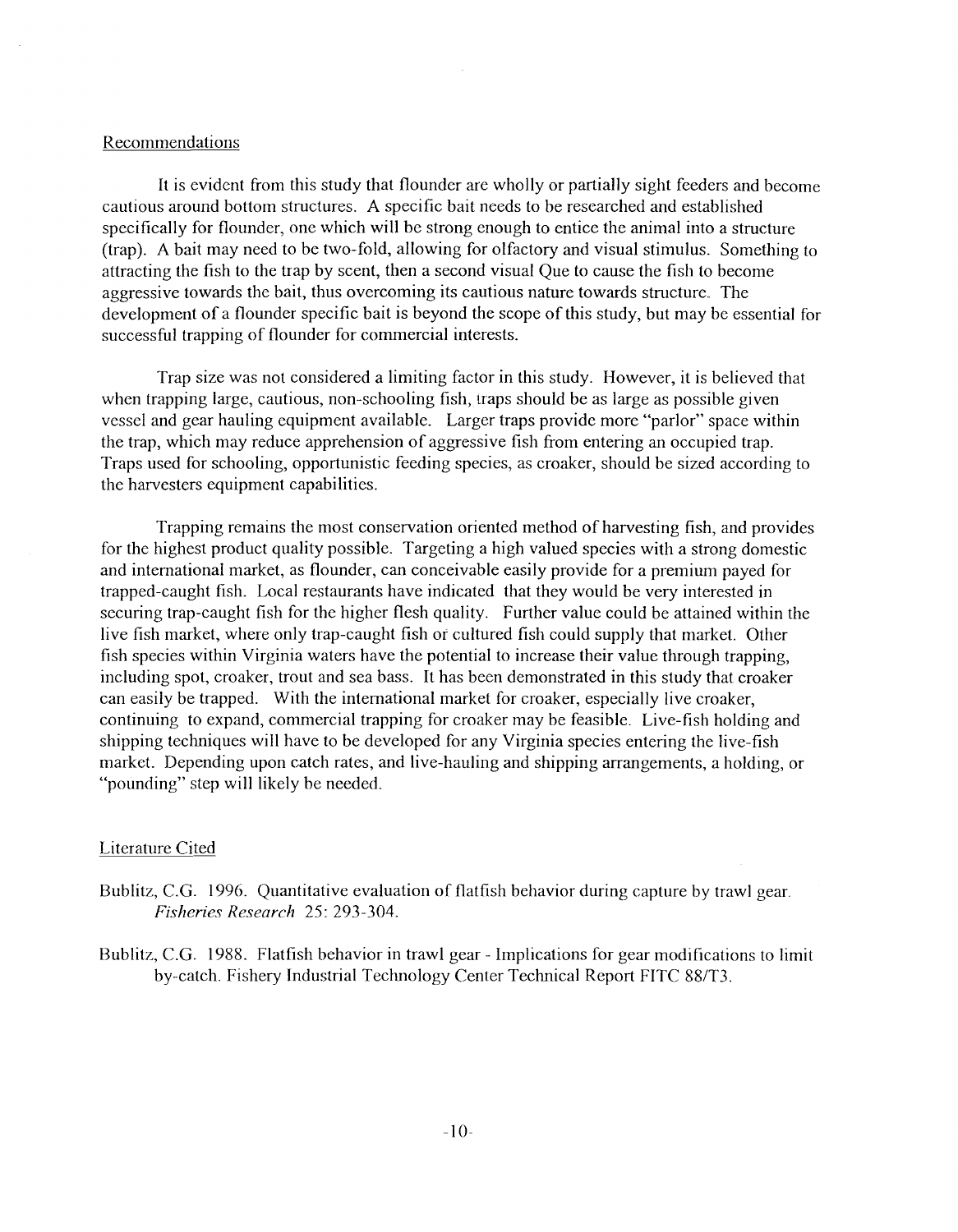## Recommendations

It is evident from this study that flounder are wholly or partially sight feeders and become cautious around bottom structures. A specific bait needs to be researched and established specifically for flounder, one which will be strong enough to entice the animal into a structure (trap). A bait may need to be two-fold, allowing for olfactory and visual stimulus. Something to attracting the fish to the trap by scent, then a second visual Que to cause the fish to become aggressive towards the bait, thus overcoming its cautious nature towards structure. The development of a flounder specific bait is beyond the scope of this study, but may be essential for successful trapping of flounder for commercial interests.

Trap size was not considered a limiting factor in this study. However, it is believed that when trapping large, cautious, non-schooling fish, traps should be as large as possible given vessel and gear hauling equipment available. Larger traps provide more "parlor" space within the trap, which may reduce apprehension of aggressive fish from entering an occupied trap. Traps used for schooling, opportunistic feeding species, as croaker, should be sized according to the harvesters equipment capabilities.

Trapping remains the most conservation oriented method of harvesting fish, and provides for the highest product quality possible. Targeting a high valued species with a strong domestic and international market, as flounder, can conceivable easily provide for a premium payed for trapped-caught fish. Local restaurants have indicated that they would be very interested in securing trap-caught fish for the higher flesh quality. Further value could be attained within the live fish market, where only trap-caught fish or cultured fish could supply that market. Other fish species within Virginia waters have the potential to increase their value through trapping, including spot, croaker, trout and sea bass. It has been demonstrated in this study that croaker can easily be trapped. With the international market for croaker, especially live croaker, continuing to expand, commercial trapping for croaker may be feasible. Live-fish holding and shipping techniques will have to be developed for any Virginia species entering the live-fish market. Depending upon catch rates, and live-hauling and shipping arrangements, a holding, or "pounding" step will likely be needed.

## Literature Cited

Bublitz, C.G. 1996. Quantitative evaluation of flatfish behavior during capture by trawl gear. *Fisheries Research* 25: 293-304.

Bublitz, C.G. 1988. Flatfish behavior in trawl gear - Implications for gear modifications to limit by-catch. Fishery Industrial Technology Center Technical Report FITC 88/T3.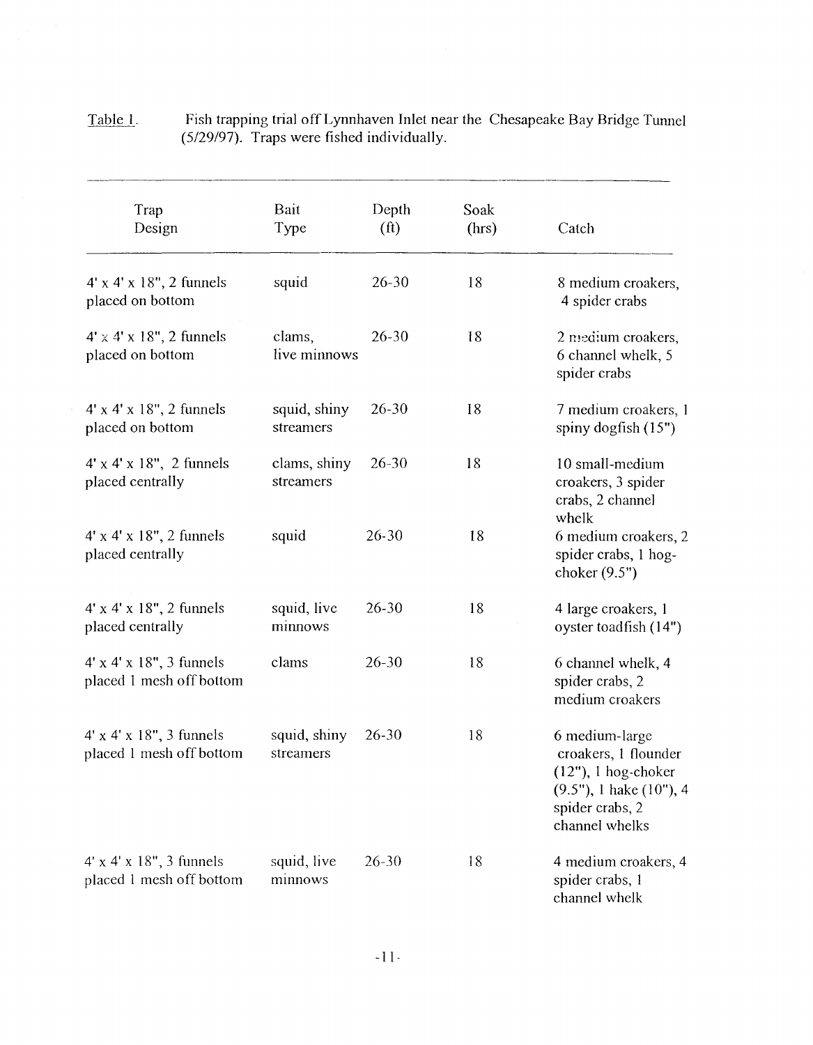Table 1. Fish trapping trial off Lynnhaven Inlet near the Chesapeake Bay Bridge Tunnel (5/29/97). Traps were fished individually.

| Trap Design | Bait Type | Depth (ft) | Soak (hrs) | Catch |
|---|---|---|---|---|
| 4' x 4' x 18", 2 funnels placed on bottom | squid | 26-30 | 18 | 8 medium croakers, 4 spider crabs |
| 4' x 4' x 18", 2 funnels placed on bottom | clams, live minnows | 26-30 | 18 | 2 medium croakers, 6 channel whelk, 5 spider crabs |
| 4' x 4' x 18", 2 funnels placed on bottom | squid, shiny streamers | 26-30 | 18 | 7 medium croakers, 1 spiny dogfish (15") |
| 4' x 4' x 18", 2 funnels placed centrally | clams, shiny streamers | 26-30 | 18 | 10 small-medium croakers, 3 spider crabs, 2 channel whelk |
| 4' x 4' x 18", 2 funnels placed centrally | squid | 26-30 | 18 | 6 medium croakers, 2 spider crabs, 1 hog-choker (9.5") |
| 4' x 4' x 18", 2 funnels placed centrally | squid, live minnows | 26-30 | 18 | 4 large croakers, 1 oyster toadfish (14") |
| 4' x 4' x 18", 3 funnels placed 1 mesh off bottom | clams | 26-30 | 18 | 6 channel whelk, 4 spider crabs, 2 medium croakers |
| 4' x 4' x 18", 3 funnels placed 1 mesh off bottom | squid, shiny streamers | 26-30 | 18 | 6 medium-large croakers, 1 flounder (12"), 1 hog-choker (9.5"), 1 hake (10"), 4 spider crabs, 2 channel whelks |
| 4' x 4' x 18", 3 funnels placed 1 mesh off bottom | squid, live minnows | 26-30 | 18 | 4 medium croakers, 4 spider crabs, 1 channel whelk |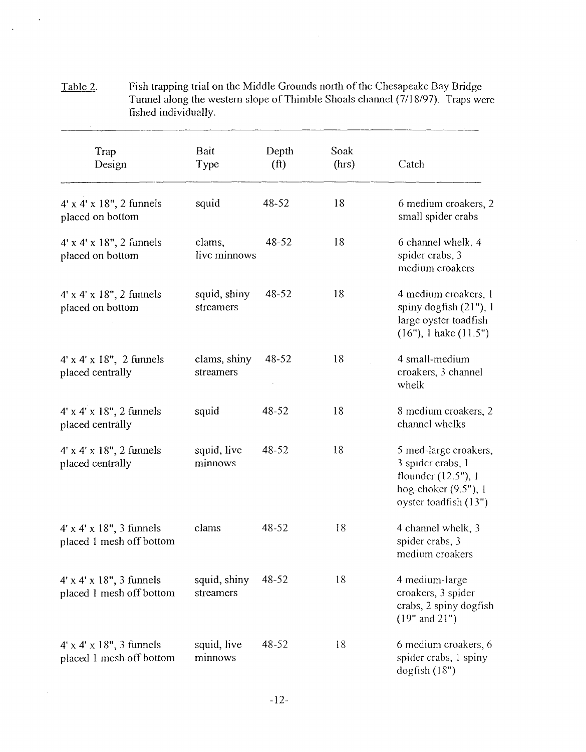Table 2. Fish trapping trial on the Middle Grounds north of the Chesapeake Bay Bridge Tunnel along the western slope of Thimble Shoals channel (7/18/97). Traps were fished individually.

| Trap Design | Bait Type | Depth (ft) | Soak (hrs) | Catch |
|---|---|---|---|---|
| 4' x 4' x 18", 2 funnels placed on bottom | squid | 48-52 | 18 | 6 medium croakers, 2 small spider crabs |
| 4' x 4' x 18", 2 funnels placed on bottom | clams, live minnows | 48-52 | 18 | 6 channel whelk, 4 spider crabs, 3 medium croakers |
| 4' x 4' x 18", 2 funnels placed on bottom | squid, shiny streamers | 48-52 | 18 | 4 medium croakers, 1 spiny dogfish (21"), 1 large oyster toadfish (16"), 1 hake (11.5") |
| 4' x 4' x 18", 2 funnels placed centrally | clams, shiny streamers | 48-52 | 18 | 4 small-medium croakers, 3 channel whelk |
| 4' x 4' x 18", 2 funnels placed centrally | squid | 48-52 | 18 | 8 medium croakers, 2 channel whelks |
| 4' x 4' x 18", 2 funnels placed centrally | squid, live minnows | 48-52 | 18 | 5 med-large croakers, 3 spider crabs, 1 flounder (12.5"), 1 hog-choker (9.5"), 1 oyster toadfish (13") |
| 4' x 4' x 18", 3 funnels placed 1 mesh off bottom | clams | 48-52 | 18 | 4 channel whelk, 3 spider crabs, 3 medium croakers |
| 4' x 4' x 18", 3 funnels placed 1 mesh off bottom | squid, shiny streamers | 48-52 | 18 | 4 medium-large croakers, 3 spider crabs, 2 spiny dogfish (19" and 21") |
| 4' x 4' x 18", 3 funnels placed 1 mesh off bottom | squid, live minnows | 48-52 | 18 | 6 medium croakers, 6 spider crabs, 1 spiny dogfish (18") |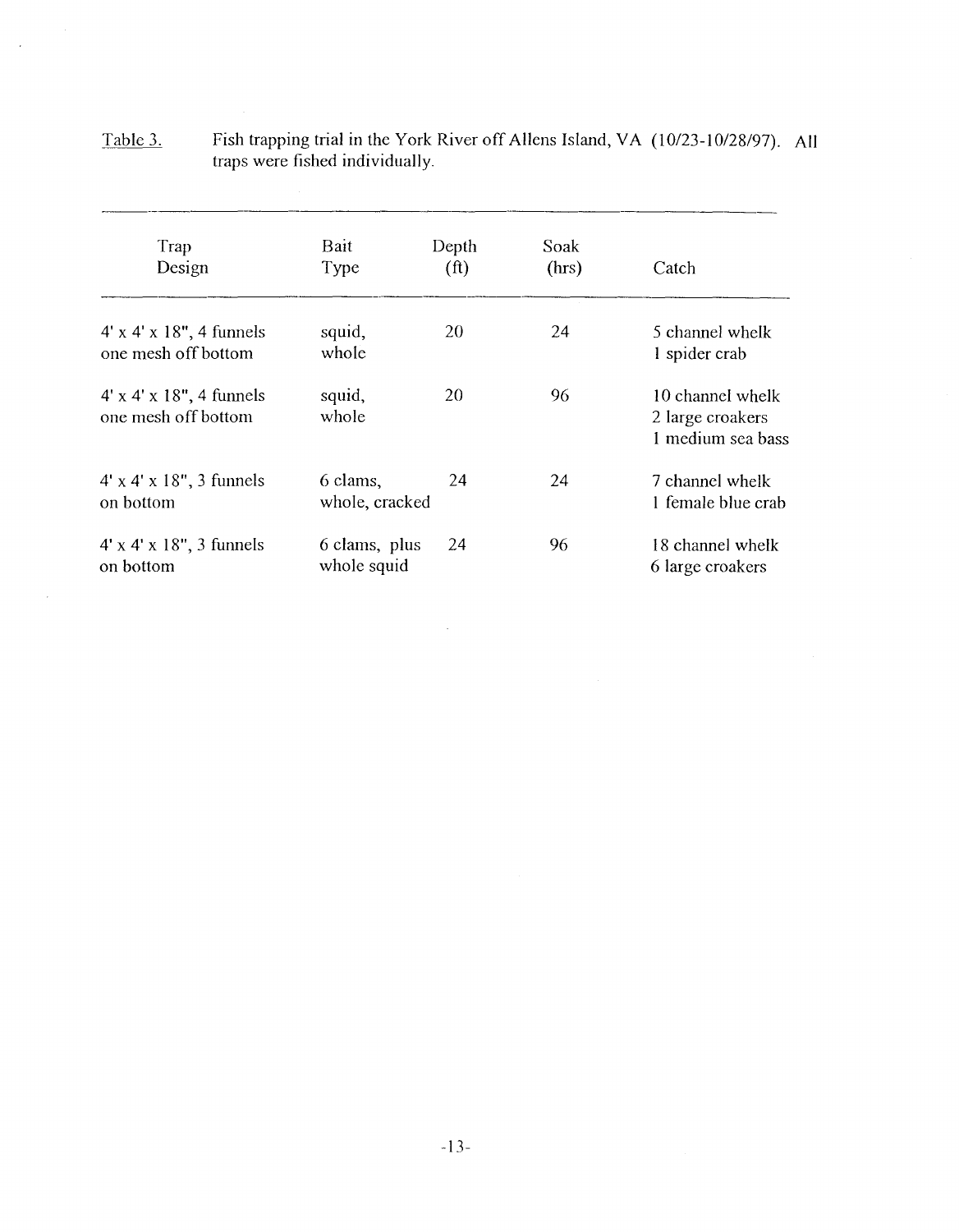Table 3. Fish trapping trial in the York River off Allens Island, VA (10/23-10/28/97). All traps were fished individually.

| Trap Design | Bait Type | Depth (ft) | Soak (hrs) | Catch |
|---|---|---|---|---|
| 4' x 4' x 18", 4 funnels one mesh off bottom | squid, whole | 20 | 24 | 5 channel whelk<br>1 spider crab |
| 4' x 4' x 18", 4 funnels one mesh off bottom | squid, whole | 20 | 96 | 10 channel whelk<br>2 large croakers<br>1 medium sea bass |
| 4' x 4' x 18", 3 funnels on bottom | 6 clams, whole, cracked | 24 | 24 | 7 channel whelk<br>1 female blue crab |
| 4' x 4' x 18", 3 funnels on bottom | 6 clams, plus whole squid | 24 | 96 | 18 channel whelk<br>6 large croakers |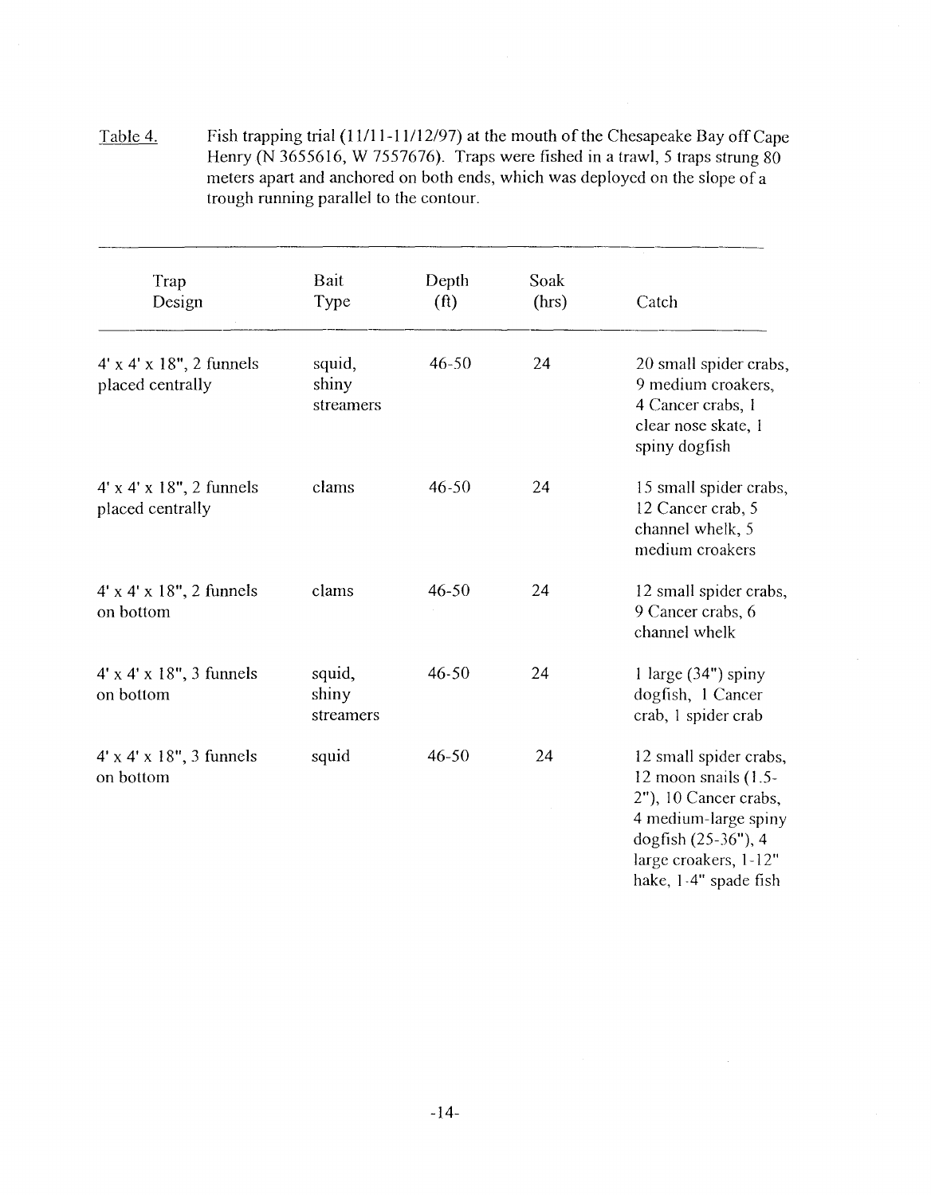Table 4. Fish trapping trial (11/11-11/12/97) at the mouth of the Chesapeake Bay off Cape Henry (N 3655616, W 7557676). Traps were fished in a trawl, 5 traps strung 80 meters apart and anchored on both ends, which was deployed on the slope of a trough running parallel to the contour.

| Trap Design | Bait Type | Depth (ft) | Soak (hrs) | Catch |
|---|---|---|---|---|
| 4' x 4' x 18", 2 funnels placed centrally | squid, shiny streamers | 46-50 | 24 | 20 small spider crabs, 9 medium croakers, 4 Cancer crabs, 1 clear nose skate, 1 spiny dogfish |
| 4' x 4' x 18", 2 funnels placed centrally | clams | 46-50 | 24 | 15 small spider crabs, 12 Cancer crab, 5 channel whelk, 5 medium croakers |
| 4' x 4' x 18", 2 funnels on bottom | clams | 46-50 | 24 | 12 small spider crabs, 9 Cancer crabs, 6 channel whelk |
| 4' x 4' x 18", 3 funnels on bottom | squid, shiny streamers | 46-50 | 24 | 1 large (34") spiny dogfish, 1 Cancer crab, 1 spider crab |
| 4' x 4' x 18", 3 funnels on bottom | squid | 46-50 | 24 | 12 small spider crabs, 12 moon snails (1.5-2"), 10 Cancer crabs, 4 medium-large spiny dogfish (25-36"), 4 large croakers, 1-12" hake, 1-4" spade fish |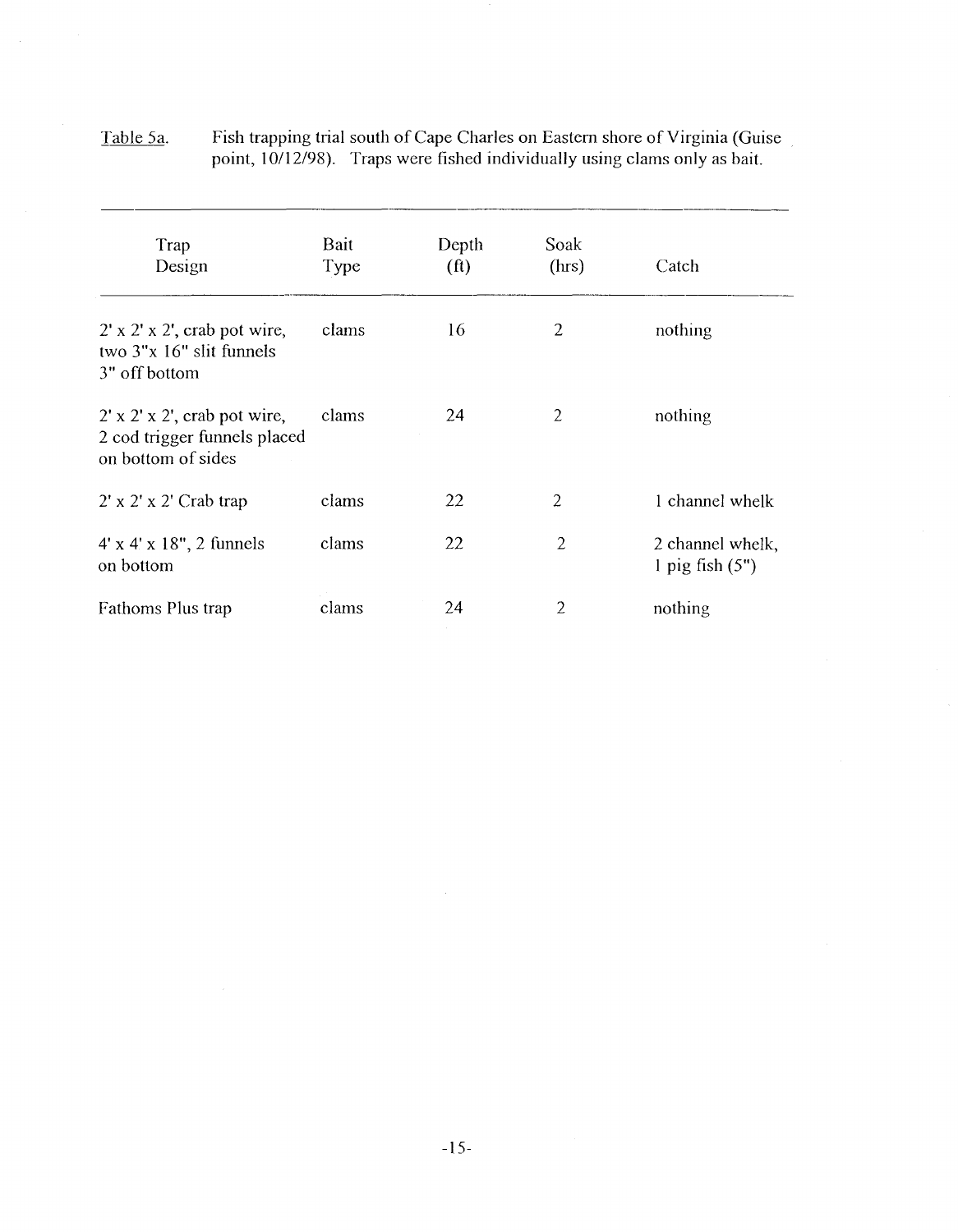Table 5a. Fish trapping trial south of Cape Charles on Eastern shore of Virginia (Guise point, 10/12/98). Traps were fished individually using clams only as bait.

| Trap Design | Bait Type | Depth (ft) | Soak (hrs) | Catch |
|---|---|---|---|---|
| 2' x 2' x 2', crab pot wire, two 3"x 16" slit funnels 3" off bottom | clams | 16 | 2 | nothing |
| 2' x 2' x 2', crab pot wire, 2 cod trigger funnels placed on bottom of sides | clams | 24 | 2 | nothing |
| 2' x 2' x 2' Crab trap | clams | 22 | 2 | 1 channel whelk |
| 4' x 4' x 18", 2 funnels on bottom | clams | 22 | 2 | 2 channel whelk, 1 pig fish (5") |
| Fathoms Plus trap | clams | 24 | 2 | nothing |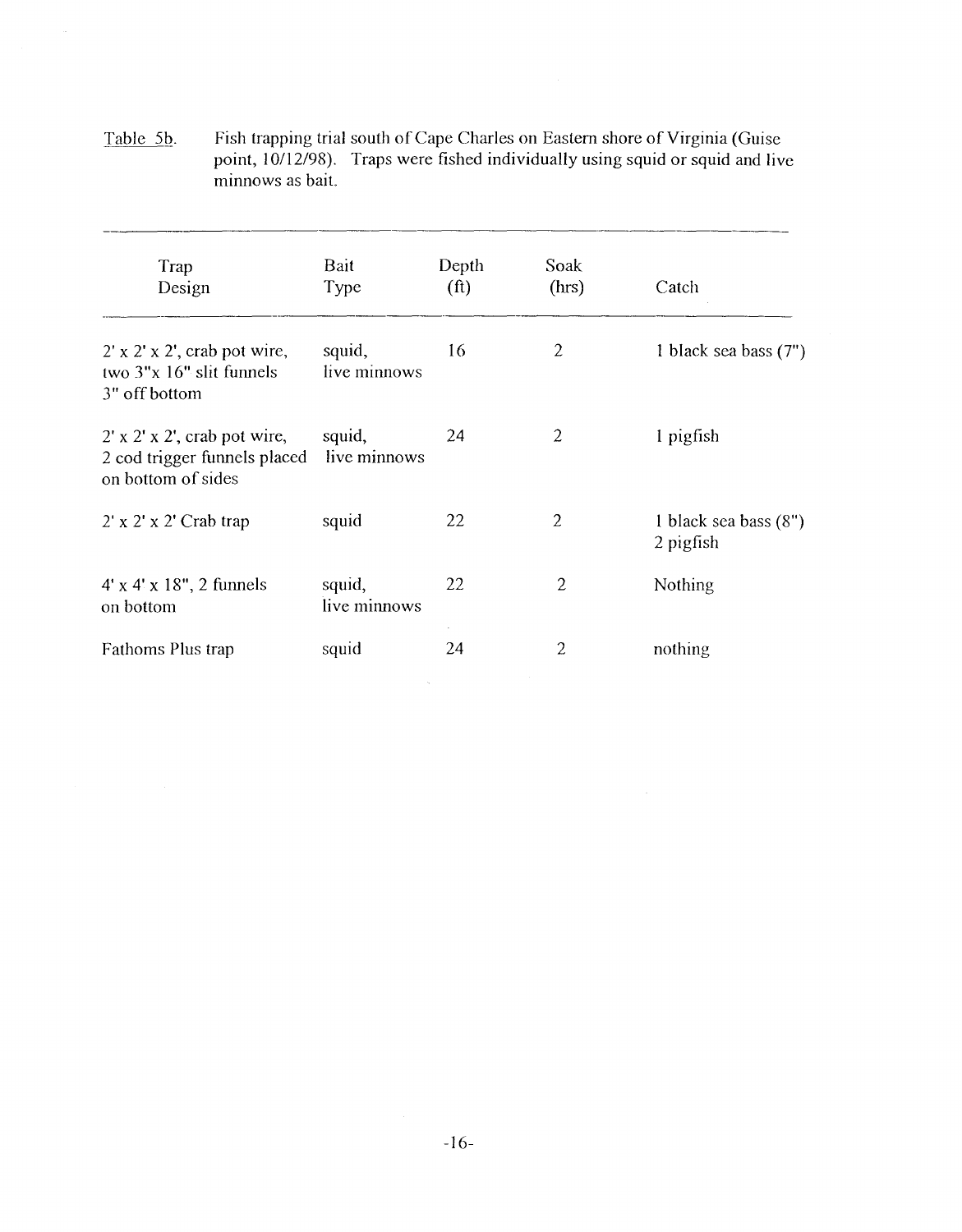Table 5b. Fish trapping trial south of Cape Charles on Eastern shore of Virginia (Guise point, 10/12/98). Traps were fished individually using squid or squid and live minnows as bait.

| Trap Design | Bait Type | Depth (ft) | Soak (hrs) | Catch |
|---|---|---|---|---|
| 2' x 2' x 2', crab pot wire, two 3"x 16" slit funnels 3" off bottom | squid, live minnows | 16 | 2 | 1 black sea bass (7") |
| 2' x 2' x 2', crab pot wire, 2 cod trigger funnels placed on bottom of sides | squid, live minnows | 24 | 2 | 1 pigfish |
| 2' x 2' x 2' Crab trap | squid | 22 | 2 | 1 black sea bass (8")<br>2 pigfish |
| 4' x 4' x 18", 2 funnels on bottom | squid, live minnows | 22 | 2 | Nothing |
| Fathoms Plus trap | squid | 24 | 2 | nothing |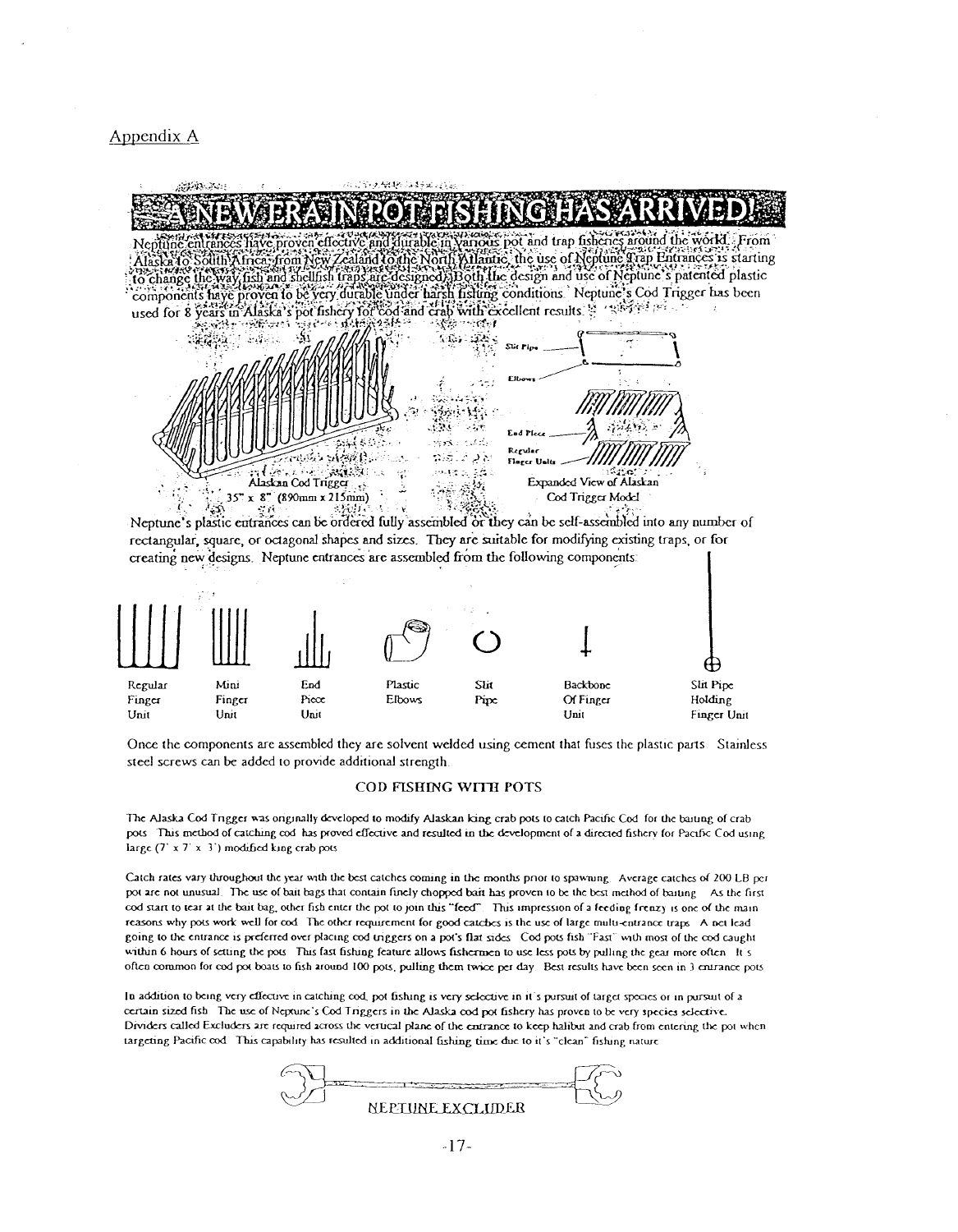Appendix A

# A NEW ERA IN POT FISHING HAS ARRIVED!

Neptune entrances have proven effective and durable in various pot and trap fisheries around the world. From Alaska to South Africa, from New Zealand to the North Atlantic, the use of Neptune Trap Entrances is starting to change the way fish and shellfish traps are designed. Both the design and use of Neptune's patented plastic components have proven to be very durable under harsh fishing conditions. Neptune's Cod Trigger has been used for 8 years in Alaska's pot fishery for cod and crab with excellent results.

Alaskan Cod Trigger
35" x 8" (890mm x 215mm)

Slit Pipe
Elbows
End Piece
Regular Finger Units

Expanded View of Alaskan Cod Trigger Model

Neptune's plastic entrances can be ordered fully assembled or they can be self-assembled into any number of rectangular, square, or octagonal shapes and sizes. They are suitable for modifying existing traps, or for creating new designs. Neptune entrances are assembled from the following components:

Regular Finger Unit
Mini Finger Unit
End Piece Unit
Plastic Elbows
Slit Pipe
Backbone Of Finger Unit
Slit Pipe Holding Finger Unit

Once the components are assembled they are solvent welded using cement that fuses the plastic parts. Stainless steel screws can be added to provide additional strength.

## COD FISHING WITH POTS

The Alaska Cod Trigger was originally developed to modify Alaskan king crab pots to catch Pacific Cod for the baiting of crab pots. This method of catching cod has proved effective and resulted in the development of a directed fishery for Pacific Cod using large (7' x 7' x 3') modified king crab pots.

Catch rates vary throughout the year with the best catches coming in the months prior to spawning. Average catches of 200 LB per pot are not unusual. The use of bait bags that contain finely chopped bait has proven to be the best method of baiting. As the first cod start to tear at the bait bag, other fish enter the pot to join this "feed". This impression of a feeding frenzy is one of the main reasons why pots work well for cod. The other requirement for good catches is the use of large multi-entrance traps. A net lead going to the entrance is preferred over placing cod triggers on a pot's flat sides. Cod pots fish "Fast" with most of the cod caught within 6 hours of setting the pots. This fast fishing feature allows fishermen to use less pots by pulling the gear more often. It's often common for cod pot boats to fish around 100 pots, pulling them twice per day. Best results have been seen in 3 entrance pots.

In addition to being very effective in catching cod, pot fishing is very selective in it's pursuit of target species or in pursuit of a certain sized fish. The use of Neptune's Cod Triggers in the Alaska cod pot fishery has proven to be very species selective. Dividers called Excluders are required across the vertical plane of the entrance to keep halibut and crab from entering the pot when targeting Pacific cod. This capability has resulted in additional fishing time due to it's "clean" fishing nature.

NEPTUNE EXCLUDER